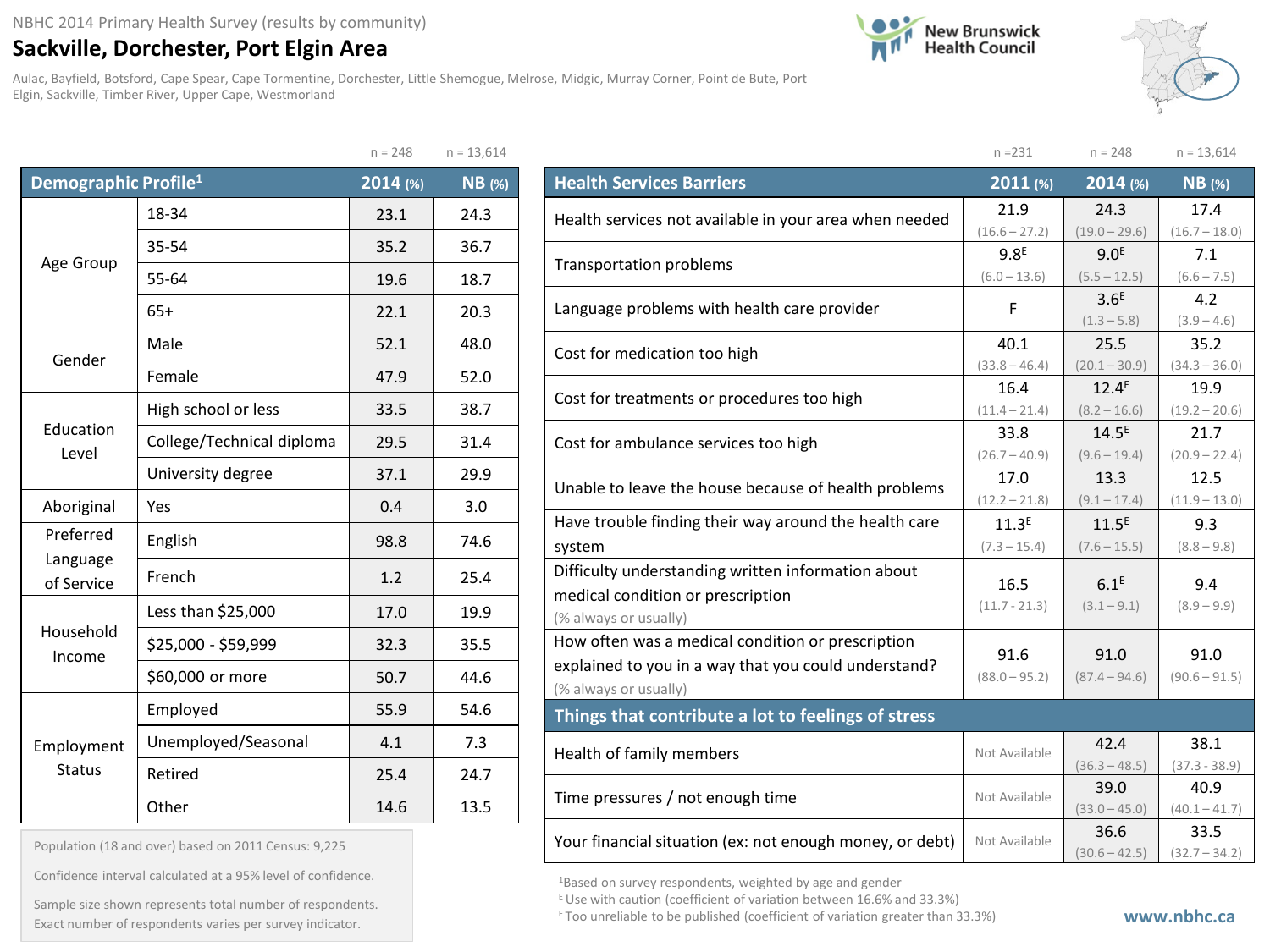NBHC 2014 Primary Health Survey (results by community)

# Sackville, Dorchester, Port Elgin Area

Aulac, Bayfield, Botsford, Cape Spear, Cape Tormentine, Dorchester, Little Shemogue, Melrose, Midgic, Murray Corner, Point de Bute, Port Elgin, Sackville, Timber River, Upper Cape, Westmorland

New Brunswick Health Council

| Demographic Profile[1] | | 2014 (%) n = 248 | NB (%) n = 13,614 |
|---|---|---|---|
| Age Group | 18-34 | 23.1 | 24.3 |
| | 35-54 | 35.2 | 36.7 |
| | 55-64 | 19.6 | 18.7 |
| | 65+ | 22.1 | 20.3 |
| Gender | Male | 52.1 | 48.0 |
| | Female | 47.9 | 52.0 |
| Education Level | High school or less | 33.5 | 38.7 |
| | College/Technical diploma | 29.5 | 31.4 |
| | University degree | 37.1 | 29.9 |
| Aboriginal | Yes | 0.4 | 3.0 |
| Preferred Language of Service | English | 98.8 | 74.6 |
| | French | 1.2 | 25.4 |
| Household Income | Less than $25,000 | 17.0 | 19.9 |
| | $25,000 - $59,999 | 32.3 | 35.5 |
| | $60,000 or more | 50.7 | 44.6 |
| Employment Status | Employed | 55.9 | 54.6 |
| | Unemployed/Seasonal | 4.1 | 7.3 |
| | Retired | 25.4 | 24.7 |
| | Other | 14.6 | 13.5 |

Population (18 and over) based on 2011 Census: 9,225

Confidence interval calculated at a 95% level of confidence.

Sample size shown represents total number of respondents. Exact number of respondents varies per survey indicator.

| Health Services Barriers | 2011 (%) n = 231 | 2014 (%) n = 248 | NB (%) n = 13,614 |
|---|---|---|---|
| Health services not available in your area when needed | 21.9 (16.6 – 27.2) | 24.3 (19.0 – 29.6) | 17.4 (16.7 – 18.0) |
| Transportation problems | 9.8[E] (6.0 – 13.6) | 9.0[E] (5.5 – 12.5) | 7.1 (6.6 – 7.5) |
| Language problems with health care provider | F | 3.6[E] (1.3 – 5.8) | 4.2 (3.9 – 4.6) |
| Cost for medication too high | 40.1 (33.8 – 46.4) | 25.5 (20.1 – 30.9) | 35.2 (34.3 – 36.0) |
| Cost for treatments or procedures too high | 16.4 (11.4 – 21.4) | 12.4[E] (8.2 – 16.6) | 19.9 (19.2 – 20.6) |
| Cost for ambulance services too high | 33.8 (26.7 – 40.9) | 14.5[E] (9.6 – 19.4) | 21.7 (20.9 – 22.4) |
| Unable to leave the house because of health problems | 17.0 (12.2 – 21.8) | 13.3 (9.1 – 17.4) | 12.5 (11.9 – 13.0) |
| Have trouble finding their way around the health care system | 11.3[E] (7.3 – 15.4) | 11.5[E] (7.6 – 15.5) | 9.3 (8.8 – 9.8) |
| Difficulty understanding written information about medical condition or prescription (% always or usually) | 16.5 (11.7 - 21.3) | 6.1[E] (3.1 – 9.1) | 9.4 (8.9 – 9.9) |
| How often was a medical condition or prescription explained to you in a way that you could understand? (% always or usually) | 91.6 (88.0 – 95.2) | 91.0 (87.4 – 94.6) | 91.0 (90.6 – 91.5) |
| **Things that contribute a lot to feelings of stress** | | | |
| Health of family members | Not Available | 42.4 (36.3 – 48.5) | 38.1 (37.3 - 38.9) |
| Time pressures / not enough time | Not Available | 39.0 (33.0 – 45.0) | 40.9 (40.1 – 41.7) |
| Your financial situation (ex: not enough money, or debt) | Not Available | 36.6 (30.6 – 42.5) | 33.5 (32.7 – 34.2) |

[1] Based on survey respondents, weighted by age and gender

[E] Use with caution (coefficient of variation between 16.6% and 33.3%)

[F] Too unreliable to be published (coefficient of variation greater than 33.3%)

www.nbhc.ca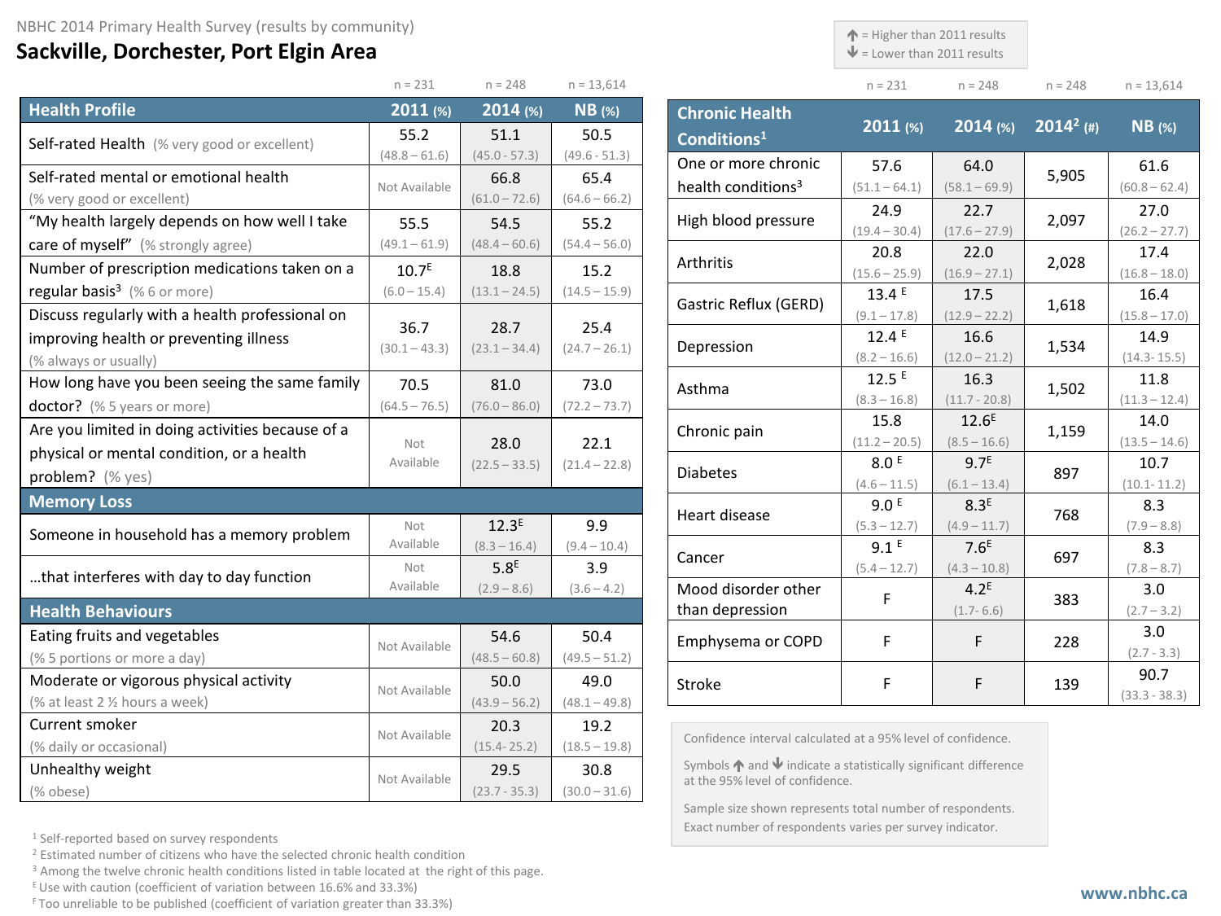NBHC 2014 Primary Health Survey (results by community)

# Sackville, Dorchester, Port Elgin Area

↑ = Higher than 2011 results
↓ = Lower than 2011 results

| Health Profile | 2011 (%) n = 231 | 2014 (%) n = 248 | NB (%) n = 13,614 |
|---|---|---|---|
| Self-rated Health (% very good or excellent) | 55.2 (48.8 – 61.6) | 51.1 (45.0 - 57.3) | 50.5 (49.6 - 51.3) |
| Self-rated mental or emotional health (% very good or excellent) | Not Available | 66.8 (61.0 – 72.6) | 65.4 (64.6 – 66.2) |
| "My health largely depends on how well I take care of myself" (% strongly agree) | 55.5 (49.1 – 61.9) | 54.5 (48.4 – 60.6) | 55.2 (54.4 – 56.0) |
| Number of prescription medications taken on a regular basis[3] (% 6 or more) | 10.7[E] (6.0 – 15.4) | 18.8 (13.1 – 24.5) | 15.2 (14.5 – 15.9) |
| Discuss regularly with a health professional on improving health or preventing illness (% always or usually) | 36.7 (30.1 – 43.3) | 28.7 (23.1 – 34.4) | 25.4 (24.7 – 26.1) |
| How long have you been seeing the same family doctor? (% 5 years or more) | 70.5 (64.5 – 76.5) | 81.0 (76.0 – 86.0) | 73.0 (72.2 – 73.7) |
| Are you limited in doing activities because of a physical or mental condition, or a health problem? (% yes) | Not Available | 28.0 (22.5 – 33.5) | 22.1 (21.4 – 22.8) |
| **Memory Loss** | | | |
| Someone in household has a memory problem | Not Available | 12.3[E] (8.3 – 16.4) | 9.9 (9.4 – 10.4) |
| …that interferes with day to day function | Not Available | 5.8[E] (2.9 – 8.6) | 3.9 (3.6 – 4.2) |
| **Health Behaviours** | | | |
| Eating fruits and vegetables (% 5 portions or more a day) | Not Available | 54.6 (48.5 – 60.8) | 50.4 (49.5 – 51.2) |
| Moderate or vigorous physical activity (% at least 2 ½ hours a week) | Not Available | 50.0 (43.9 – 56.2) | 49.0 (48.1 – 49.8) |
| Current smoker (% daily or occasional) | Not Available | 20.3 (15.4- 25.2) | 19.2 (18.5 – 19.8) |
| Unhealthy weight (% obese) | Not Available | 29.5 (23.7 - 35.3) | 30.8 (30.0 – 31.6) |

| Chronic Health Conditions[1] | 2011 (%) n = 231 | 2014 (%) n = 248 | 2014[2] (#) n = 248 | NB (%) n = 13,614 |
|---|---|---|---|---|
| One or more chronic health conditions[3] | 57.6 (51.1 – 64.1) | 64.0 (58.1 – 69.9) | 5,905 | 61.6 (60.8 – 62.4) |
| High blood pressure | 24.9 (19.4 – 30.4) | 22.7 (17.6 – 27.9) | 2,097 | 27.0 (26.2 – 27.7) |
| Arthritis | 20.8 (15.6 – 25.9) | 22.0 (16.9 – 27.1) | 2,028 | 17.4 (16.8 – 18.0) |
| Gastric Reflux (GERD) | 13.4 [E] (9.1 – 17.8) | 17.5 (12.9 – 22.2) | 1,618 | 16.4 (15.8 – 17.0) |
| Depression | 12.4 [E] (8.2 – 16.6) | 16.6 (12.0 – 21.2) | 1,534 | 14.9 (14.3- 15.5) |
| Asthma | 12.5 [E] (8.3 – 16.8) | 16.3 (11.7 - 20.8) | 1,502 | 11.8 (11.3 – 12.4) |
| Chronic pain | 15.8 (11.2 – 20.5) | 12.6[E] (8.5 – 16.6) | 1,159 | 14.0 (13.5 – 14.6) |
| Diabetes | 8.0 [E] (4.6 – 11.5) | 9.7[E] (6.1 – 13.4) | 897 | 10.7 (10.1- 11.2) |
| Heart disease | 9.0 [E] (5.3 – 12.7) | 8.3[E] (4.9 – 11.7) | 768 | 8.3 (7.9 – 8.8) |
| Cancer | 9.1 [E] (5.4 – 12.7) | 7.6[E] (4.3 – 10.8) | 697 | 8.3 (7.8 – 8.7) |
| Mood disorder other than depression | F | 4.2[E] (1.7- 6.6) | 383 | 3.0 (2.7 – 3.2) |
| Emphysema or COPD | F | F | 228 | 3.0 (2.7 - 3.3) |
| Stroke | F | F | 139 | 90.7 (33.3 - 38.3) |

Confidence interval calculated at a 95% level of confidence.

Symbols ↑ and ↓ indicate a statistically significant difference at the 95% level of confidence.

Sample size shown represents total number of respondents. Exact number of respondents varies per survey indicator.

[1] Self-reported based on survey respondents
[2] Estimated number of citizens who have the selected chronic health condition
[3] Among the twelve chronic health conditions listed in table located at the right of this page.
[E] Use with caution (coefficient of variation between 16.6% and 33.3%)
[F] Too unreliable to be published (coefficient of variation greater than 33.3%)

www.nbhc.ca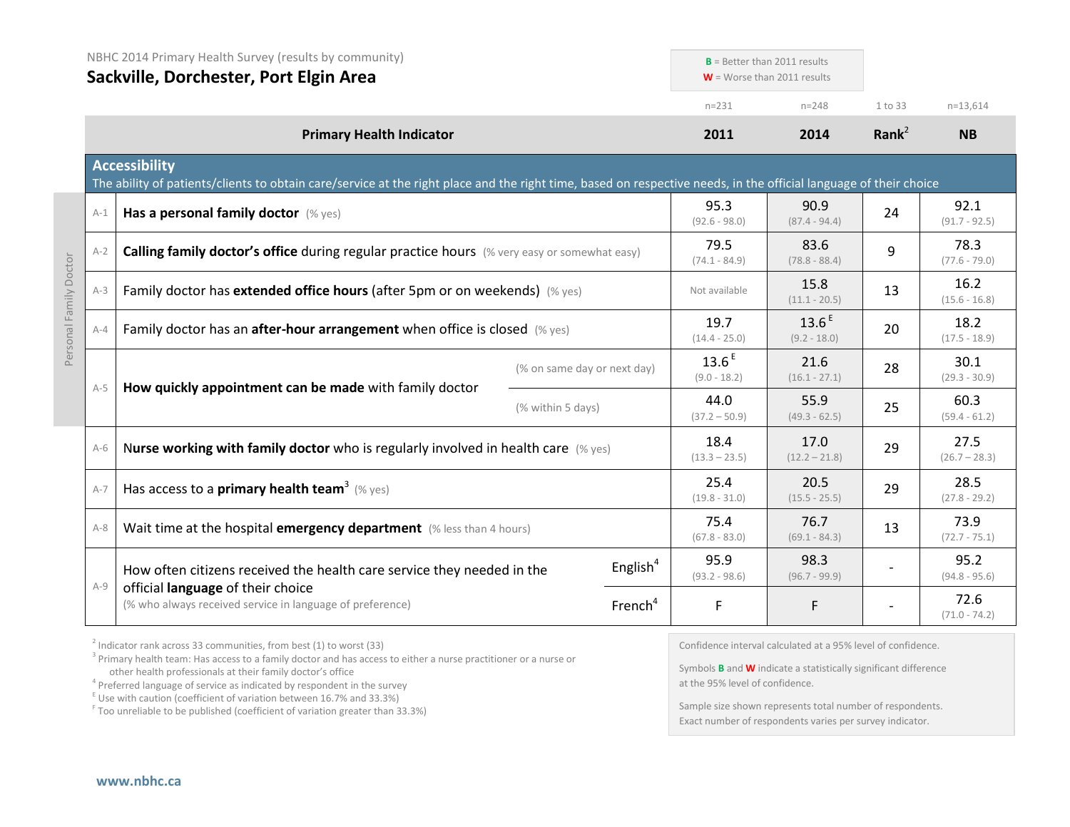NBHC 2014 Primary Health Survey (results by community)

# Sackville, Dorchester, Port Elgin Area

**B** = Better than 2011 results
**W** = Worse than 2011 results

| | Primary Health Indicator | | 2011 (n=231) | 2014 (n=248) | Rank[2] (1 to 33) | NB (n=13,614) |
|---|---|---|---|---|---|---|
| **Accessibility** | The ability of patients/clients to obtain care/service at the right place and the right time, based on respective needs, in the official language of their choice | | | | | |
| A-1 | **Has a personal family doctor** (% yes) | | 95.3 (92.6 - 98.0) | 90.9 (87.4 - 94.4) | 24 | 92.1 (91.7 - 92.5) |
| A-2 | **Calling family doctor's office** during regular practice hours (% very easy or somewhat easy) | | 79.5 (74.1 - 84.9) | 83.6 (78.8 - 88.4) | 9 | 78.3 (77.6 - 79.0) |
| A-3 | Family doctor has **extended office hours** (after 5pm or on weekends) (% yes) | | Not available | 15.8 (11.1 - 20.5) | 13 | 16.2 (15.6 - 16.8) |
| A-4 | Family doctor has an **after-hour arrangement** when office is closed (% yes) | | 19.7 (14.4 - 25.0) | 13.6 E (9.2 - 18.0) | 20 | 18.2 (17.5 - 18.9) |
| A-5 | **How quickly appointment can be made** with family doctor | (% on same day or next day) | 13.6 E (9.0 - 18.2) | 21.6 (16.1 - 27.1) | 28 | 30.1 (29.3 - 30.9) |
| | | (% within 5 days) | 44.0 (37.2 – 50.9) | 55.9 (49.3 - 62.5) | 25 | 60.3 (59.4 - 61.2) |
| A-6 | **Nurse working with family doctor** who is regularly involved in health care (% yes) | | 18.4 (13.3 – 23.5) | 17.0 (12.2 – 21.8) | 29 | 27.5 (26.7 – 28.3) |
| A-7 | Has access to a **primary health team**[3] (% yes) | | 25.4 (19.8 - 31.0) | 20.5 (15.5 - 25.5) | 29 | 28.5 (27.8 - 29.2) |
| A-8 | Wait time at the hospital **emergency department** (% less than 4 hours) | | 75.4 (67.8 - 83.0) | 76.7 (69.1 - 84.3) | 13 | 73.9 (72.7 - 75.1) |
| A-9 | How often citizens received the health care service they needed in the official **language** of their choice (% who always received service in language of preference) | English[4] | 95.9 (93.2 - 98.6) | 98.3 (96.7 - 99.9) | - | 95.2 (94.8 - 95.6) |
| | | French[4] | F | F | - | 72.6 (71.0 - 74.2) |

Personal Family Doctor (A-1 to A-5)

[2] Indicator rank across 33 communities, from best (1) to worst (33)
[3] Primary health team: Has access to a family doctor and has access to either a nurse practitioner or a nurse or other health professionals at their family doctor's office
[4] Preferred language of service as indicated by respondent in the survey
[E] Use with caution (coefficient of variation between 16.7% and 33.3%)
[F] Too unreliable to be published (coefficient of variation greater than 33.3%)

Confidence interval calculated at a 95% level of confidence.

Symbols **B** and **W** indicate a statistically significant difference at the 95% level of confidence.

Sample size shown represents total number of respondents. Exact number of respondents varies per survey indicator.

www.nbhc.ca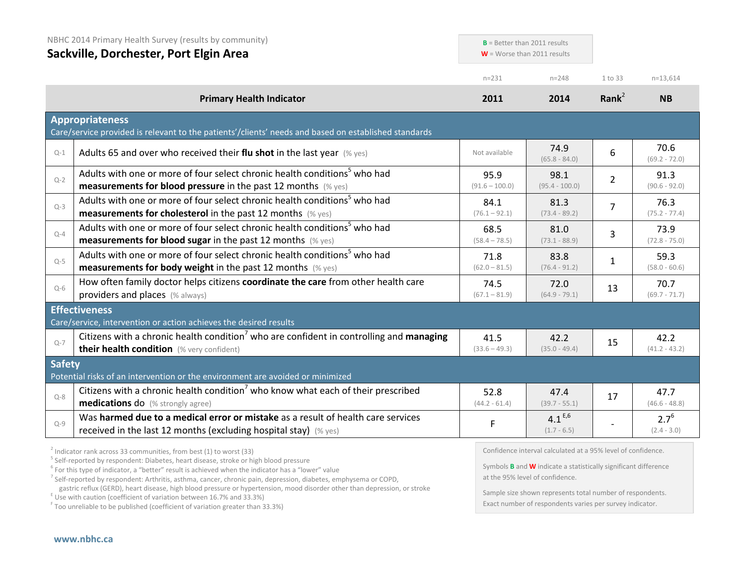NBHC 2014 Primary Health Survey (results by community)

# Sackville, Dorchester, Port Elgin Area

**B** = Better than 2011 results
**W** = Worse than 2011 results

| | Primary Health Indicator | 2011 (n=231) | 2014 (n=248) | Rank[2] (1 to 33) | NB (n=13,614) |
|---|---|---|---|---|---|
| | **Appropriateness** Care/service provided is relevant to the patients'/clients' needs and based on established standards | | | | |
| Q-1 | Adults 65 and over who received their **flu shot** in the last year (% yes) | Not available | 74.9 (65.8 - 84.0) | 6 | 70.6 (69.2 - 72.0) |
| Q-2 | Adults with one or more of four select chronic health conditions[5] who had **measurements for blood pressure** in the past 12 months (% yes) | 95.9 (91.6 – 100.0) | 98.1 (95.4 - 100.0) | 2 | 91.3 (90.6 - 92.0) |
| Q-3 | Adults with one or more of four select chronic health conditions[5] who had **measurements for cholesterol** in the past 12 months (% yes) | 84.1 (76.1 – 92.1) | 81.3 (73.4 - 89.2) | 7 | 76.3 (75.2 - 77.4) |
| Q-4 | Adults with one or more of four select chronic health conditions[5] who had **measurements for blood sugar** in the past 12 months (% yes) | 68.5 (58.4 – 78.5) | 81.0 (73.1 - 88.9) | 3 | 73.9 (72.8 - 75.0) |
| Q-5 | Adults with one or more of four select chronic health conditions[5] who had **measurements for body weight** in the past 12 months (% yes) | 71.8 (62.0 – 81.5) | 83.8 (76.4 - 91.2) | 1 | 59.3 (58.0 - 60.6) |
| Q-6 | How often family doctor helps citizens **coordinate the care** from other health care providers and places (% always) | 74.5 (67.1 – 81.9) | 72.0 (64.9 - 79.1) | 13 | 70.7 (69.7 - 71.7) |
| | **Effectiveness** Care/service, intervention or action achieves the desired results | | | | |
| Q-7 | Citizens with a chronic health condition[7] who are confident in controlling and **managing their health condition** (% very confident) | 41.5 (33.6 – 49.3) | 42.2 (35.0 - 49.4) | 15 | 42.2 (41.2 - 43.2) |
| | **Safety** Potential risks of an intervention or the environment are avoided or minimized | | | | |
| Q-8 | Citizens with a chronic health condition[7] who know what each of their prescribed **medications** do (% strongly agree) | 52.8 (44.2 - 61.4) | 47.4 (39.7 - 55.1) | 17 | 47.7 (46.6 - 48.8) |
| Q-9 | Was **harmed due to a medical error or mistake** as a result of health care services received in the last 12 months (excluding hospital stay) (% yes) | F | 4.1[E,6] (1.7 - 6.5) | - | 2.7[6] (2.4 - 3.0) |

[2] Indicator rank across 33 communities, from best (1) to worst (33)
[5] Self-reported by respondent: Diabetes, heart disease, stroke or high blood pressure
[6] For this type of indicator, a "better" result is achieved when the indicator has a "lower" value
[7] Self-reported by respondent: Arthritis, asthma, cancer, chronic pain, depression, diabetes, emphysema or COPD, gastric reflux (GERD), heart disease, high blood pressure or hypertension, mood disorder other than depression, or stroke
[E] Use with caution (coefficient of variation between 16.7% and 33.3%)
[F] Too unreliable to be published (coefficient of variation greater than 33.3%)

Confidence interval calculated at a 95% level of confidence.

Symbols **B** and **W** indicate a statistically significant difference at the 95% level of confidence.

Sample size shown represents total number of respondents. Exact number of respondents varies per survey indicator.

www.nbhc.ca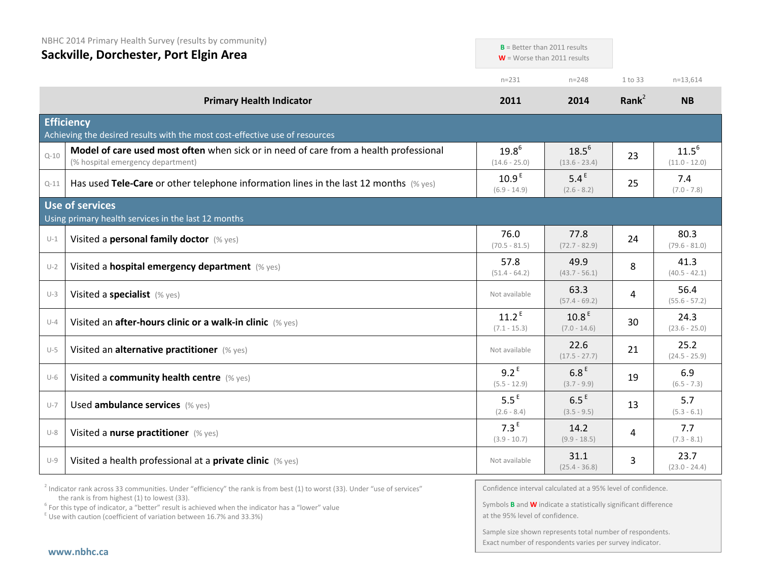NBHC 2014 Primary Health Survey (results by community)

# Sackville, Dorchester, Port Elgin Area

**B** = Better than 2011 results
**W** = Worse than 2011 results

| | Primary Health Indicator | 2011 (n=231) | 2014 (n=248) | Rank[2] (1 to 33) | NB (n=13,614) |
|---|---|---|---|---|---|
| **Efficiency** | Achieving the desired results with the most cost-effective use of resources | | | | |
| Q-10 | **Model of care used most often** when sick or in need of care from a health professional (% hospital emergency department) | 19.8[6] (14.6 - 25.0) | 18.5[6] (13.6 - 23.4) | 23 | 11.5[6] (11.0 - 12.0) |
| Q-11 | Has used **Tele-Care** or other telephone information lines in the last 12 months (% yes) | 10.9 [E] (6.9 - 14.9) | 5.4 [E] (2.6 - 8.2) | 25 | 7.4 (7.0 - 7.8) |
| **Use of services** | Using primary health services in the last 12 months | | | | |
| U-1 | Visited a **personal family doctor** (% yes) | 76.0 (70.5 - 81.5) | 77.8 (72.7 - 82.9) | 24 | 80.3 (79.6 - 81.0) |
| U-2 | Visited a **hospital emergency department** (% yes) | 57.8 (51.4 - 64.2) | 49.9 (43.7 - 56.1) | 8 | 41.3 (40.5 - 42.1) |
| U-3 | Visited a **specialist** (% yes) | Not available | 63.3 (57.4 - 69.2) | 4 | 56.4 (55.6 - 57.2) |
| U-4 | Visited an **after-hours clinic or a walk-in clinic** (% yes) | 11.2 [E] (7.1 - 15.3) | 10.8 [E] (7.0 - 14.6) | 30 | 24.3 (23.6 - 25.0) |
| U-5 | Visited an **alternative practitioner** (% yes) | Not available | 22.6 (17.5 - 27.7) | 21 | 25.2 (24.5 - 25.9) |
| U-6 | Visited a **community health centre** (% yes) | 9.2 [E] (5.5 - 12.9) | 6.8 [E] (3.7 - 9.9) | 19 | 6.9 (6.5 - 7.3) |
| U-7 | Used **ambulance services** (% yes) | 5.5 [E] (2.6 - 8.4) | 6.5 [E] (3.5 - 9.5) | 13 | 5.7 (5.3 - 6.1) |
| U-8 | Visited a **nurse practitioner** (% yes) | 7.3 [E] (3.9 - 10.7) | 14.2 (9.9 - 18.5) | 4 | 7.7 (7.3 - 8.1) |
| U-9 | Visited a health professional at a **private clinic** (% yes) | Not available | 31.1 (25.4 - 36.8) | 3 | 23.7 (23.0 - 24.4) |

[2] Indicator rank across 33 communities. Under "efficiency" the rank is from best (1) to worst (33). Under "use of services" the rank is from highest (1) to lowest (33).
[6] For this type of indicator, a "better" result is achieved when the indicator has a "lower" value
[E] Use with caution (coefficient of variation between 16.7% and 33.3%)

Confidence interval calculated at a 95% level of confidence.

Symbols **B** and **W** indicate a statistically significant difference at the 95% level of confidence.

Sample size shown represents total number of respondents. Exact number of respondents varies per survey indicator.

www.nbhc.ca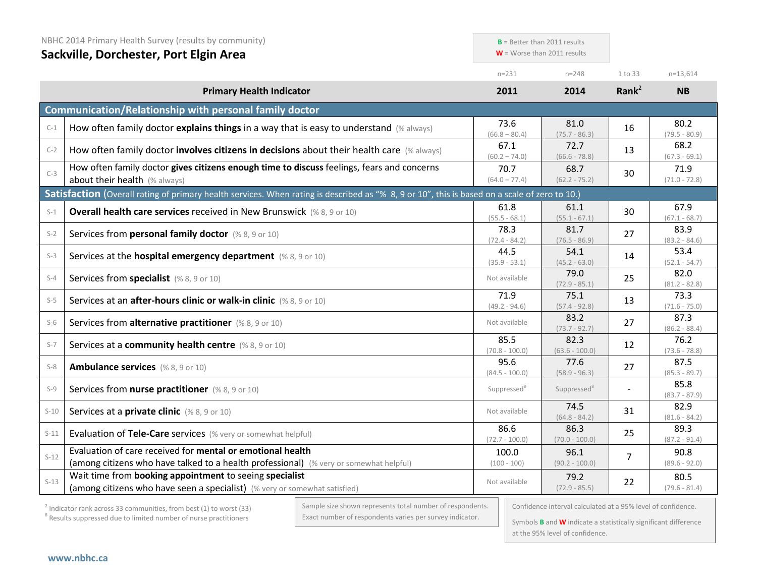NBHC 2014 Primary Health Survey (results by community)

# Sackville, Dorchester, Port Elgin Area

**B** = Better than 2011 results
**W** = Worse than 2011 results

| | Primary Health Indicator | 2011 (n=231) | 2014 (n=248) | Rank[2] (1 to 33) | NB (n=13,614) |
|---|---|---|---|---|---|
| **Communication/Relationship with personal family doctor** | | | | | |
| C-1 | How often family doctor **explains things** in a way that is easy to understand (% always) | 73.6 (66.8 – 80.4) | 81.0 (75.7 - 86.3) | 16 | 80.2 (79.5 - 80.9) |
| C-2 | How often family doctor **involves citizens in decisions** about their health care (% always) | 67.1 (60.2 – 74.0) | 72.7 (66.6 - 78.8) | 13 | 68.2 (67.3 - 69.1) |
| C-3 | How often family doctor **gives citizens enough time to discuss** feelings, fears and concerns about their health (% always) | 70.7 (64.0 – 77.4) | 68.7 (62.2 - 75.2) | 30 | 71.9 (71.0 - 72.8) |
| **Satisfaction** (Overall rating of primary health services. When rating is described as "% 8, 9 or 10", this is based on a scale of zero to 10.) | | | | | |
| S-1 | **Overall health care services** received in New Brunswick (% 8, 9 or 10) | 61.8 (55.5 - 68.1) | 61.1 (55.1 - 67.1) | 30 | 67.9 (67.1 - 68.7) |
| S-2 | Services from **personal family doctor** (% 8, 9 or 10) | 78.3 (72.4 - 84.2) | 81.7 (76.5 - 86.9) | 27 | 83.9 (83.2 - 84.6) |
| S-3 | Services at the **hospital emergency department** (% 8, 9 or 10) | 44.5 (35.9 - 53.1) | 54.1 (45.2 - 63.0) | 14 | 53.4 (52.1 - 54.7) |
| S-4 | Services from **specialist** (% 8, 9 or 10) | Not available | 79.0 (72.9 - 85.1) | 25 | 82.0 (81.2 - 82.8) |
| S-5 | Services at an **after-hours clinic or walk-in clinic** (% 8, 9 or 10) | 71.9 (49.2 - 94.6) | 75.1 (57.4 - 92.8) | 13 | 73.3 (71.6 - 75.0) |
| S-6 | Services from **alternative practitioner** (% 8, 9 or 10) | Not available | 83.2 (73.7 - 92.7) | 27 | 87.3 (86.2 - 88.4) |
| S-7 | Services at a **community health centre** (% 8, 9 or 10) | 85.5 (70.8 - 100.0) | 82.3 (63.6 - 100.0) | 12 | 76.2 (73.6 - 78.8) |
| S-8 | **Ambulance services** (% 8, 9 or 10) | 95.6 (84.5 - 100.0) | 77.6 (58.9 - 96.3) | 27 | 87.5 (85.3 - 89.7) |
| S-9 | Services from **nurse practitioner** (% 8, 9 or 10) | Suppressed[8] | Suppressed[8] | - | 85.8 (83.7 - 87.9) |
| S-10 | Services at a **private clinic** (% 8, 9 or 10) | Not available | 74.5 (64.8 - 84.2) | 31 | 82.9 (81.6 - 84.2) |
| S-11 | Evaluation of **Tele-Care** services (% very or somewhat helpful) | 86.6 (72.7 - 100.0) | 86.3 (70.0 - 100.0) | 25 | 89.3 (87.2 - 91.4) |
| S-12 | Evaluation of care received for **mental or emotional health** (among citizens who have talked to a health professional) (% very or somewhat helpful) | 100.0 (100 - 100) | 96.1 (90.2 - 100.0) | 7 | 90.8 (89.6 - 92.0) |
| S-13 | Wait time from **booking appointment** to seeing **specialist** (among citizens who have seen a specialist) (% very or somewhat satisfied) | Not available | 79.2 (72.9 - 85.5) | 22 | 80.5 (79.6 - 81.4) |

[2] Indicator rank across 33 communities, from best (1) to worst (33)
[8] Results suppressed due to limited number of nurse practitioners

Sample size shown represents total number of respondents. Exact number of respondents varies per survey indicator.

Confidence interval calculated at a 95% level of confidence.

Symbols **B** and **W** indicate a statistically significant difference at the 95% level of confidence.

www.nbhc.ca